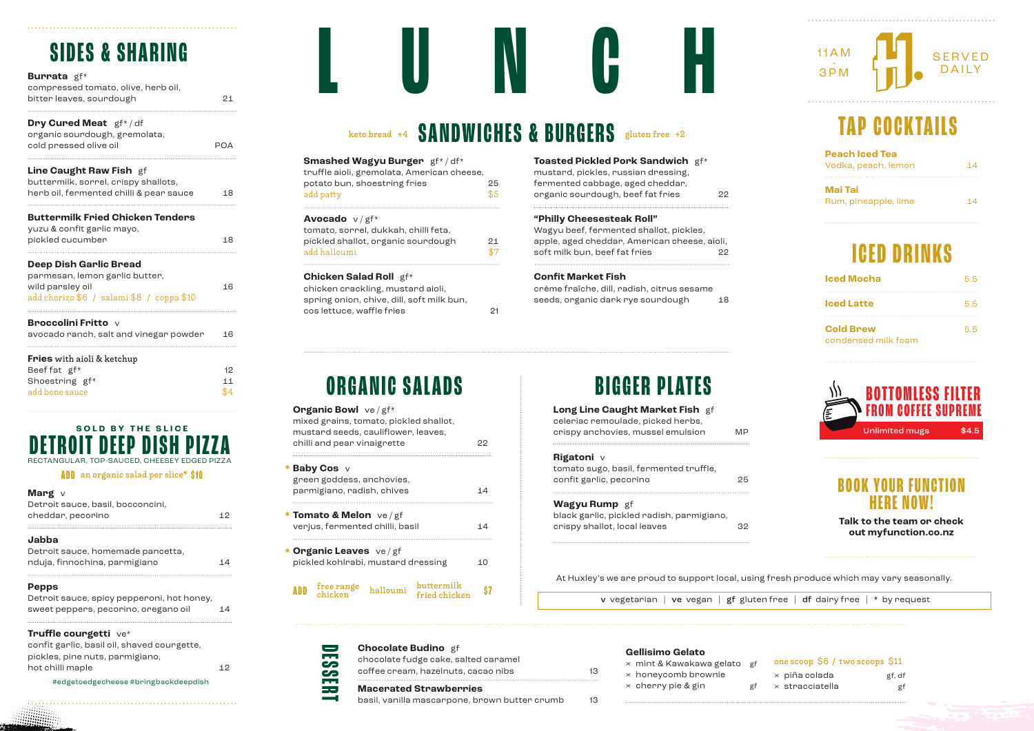# LUNCH

11AM - 3PM SERVED DAILY

## SIDES & SHARING

**Burrata** gf*
compressed tomato, olive, herb oil, bitter leaves, sourdough — 21

**Dry Cured Meat** gf* / df
organic sourdough, gremolata, cold pressed olive oil — POA

**Line Caught Raw Fish** gf
buttermilk, sorrel, crispy shallots, herb oil, fermented chilli & pear sauce — 18

**Buttermilk Fried Chicken Tenders**
yuzu & confit garlic mayo, pickled cucumber — 18

**Deep Dish Garlic Bread**
parmesan, lemon garlic butter, wild parsley oil — 16
add chorizo $6 / salami $8 / coppa $10

**Broccolini Fritto** v
avocado ranch, salt and vinegar powder — 16

**Fries** with aioli & ketchup
Beef fat gf* — 12
Shoestring gf* — 11
add bone sauce — $4

## SOLD BY THE SLICE DETROIT DEEP DISH PIZZA

RECTANGULAR, TOP-SAUCED, CHEESEY EDGED PIZZA

ADD an organic salad per slice* $10

**Marg** v
Detroit sauce, basil, bocconcini, cheddar, pecorino — 12

**Jabba**
Detroit sauce, homemade pancetta, nduja, finnochina, parmigiano — 14

**Pepps**
Detroit sauce, spicy pepperoni, hot honey, sweet peppers, pecorino, oregano oil — 14

**Truffle courgetti** ve*
confit garlic, basil oil, shaved courgette, pickles, pine nuts, parmigiano, hot chilli maple — 12

#edgetoedgecheese #bringbackdeepdish

## SANDWICHES & BURGERS

keto bread +4 | gluten free +2

**Smashed Wagyu Burger** gf* / df*
truffle aioli, gremolata, American cheese, potato bun, shoestring fries — 25
add patty — $5

**Avocado** v / gf*
tomato, sorrel, dukkah, chilli feta, pickled shallot, organic sourdough — 21
add halloumi — $7

**Chicken Salad Roll** gf*
chicken crackling, mustard aioli, spring onion, chive, dill, soft milk bun, cos lettuce, waffle fries — 21

**Toasted Pickled Pork Sandwich** gf*
mustard, pickles, russian dressing, fermented cabbage, aged cheddar, organic sourdough, beef fat fries — 22

**"Philly Cheesesteak Roll"**
Wagyu beef, fermented shallot, pickles, apple, aged cheddar, American cheese, aioli, soft milk bun, beef fat fries — 22

**Confit Market Fish**
crème fraîche, dill, radish, citrus sesame seeds, organic dark rye sourdough — 18

## ORGANIC SALADS

**Organic Bowl** ve / gf*
mixed grains, tomato, pickled shallot, mustard seeds, cauliflower, leaves, chilli and pear vinaigrette — 22

* **Baby Cos** v
green goddess, anchovies, parmigiano, radish, chives — 14

* **Tomato & Melon** ve / gf
verjus, fermented chilli, basil — 14

* **Organic Leaves** ve / gf
pickled kohlrabi, mustard dressing — 10

ADD free range chicken / halloumi / buttermilk fried chicken — $7

## BIGGER PLATES

**Long Line Caught Market Fish** gf
celeriac remoulade, picked herbs, crispy anchovies, mussel emulsion — MP

**Rigatoni** v
tomato sugo, basil, fermented truffle, confit garlic, pecorino — 25

**Wagyu Rump** gf
black garlic, pickled radish, parmigiano, crispy shallot, local leaves — 32

At Huxley's we are proud to support local, using fresh produce which may vary seasonally.

**v** vegetarian | **ve** vegan | **gf** gluten free | **df** dairy free | * by request

## DESSERT

**Chocolate Budino** gf
chocolate fudge cake, salted caramel coffee cream, hazelnuts, cacao nibs — 13

**Macerated Strawberries**
basil, vanilla mascarpone, brown butter crumb — 13

**Gellisimo Gelato**
one scoop $6 / two scoops $11

- mint & Kawakawa gelato — gf
- honeycomb brownie
- cherry pie & gin — gf
- piña colada — gf, df
- stracciatella — gf

## TAP COCKTAILS

**Peach Iced Tea**
Vodka, peach, lemon — 14

**Mai Tai**
Rum, pineapple, lime — 14

## ICED DRINKS

**Iced Mocha** — 5.5

**Iced Latte** — 5.5

**Cold Brew** — 5.5
condensed milk foam

## BOTTOMLESS FILTER FROM COFFEE SUPREME

Unlimited mugs — $4.5

## BOOK YOUR FUNCTION HERE NOW!

Talk to the team or check out myfunction.co.nz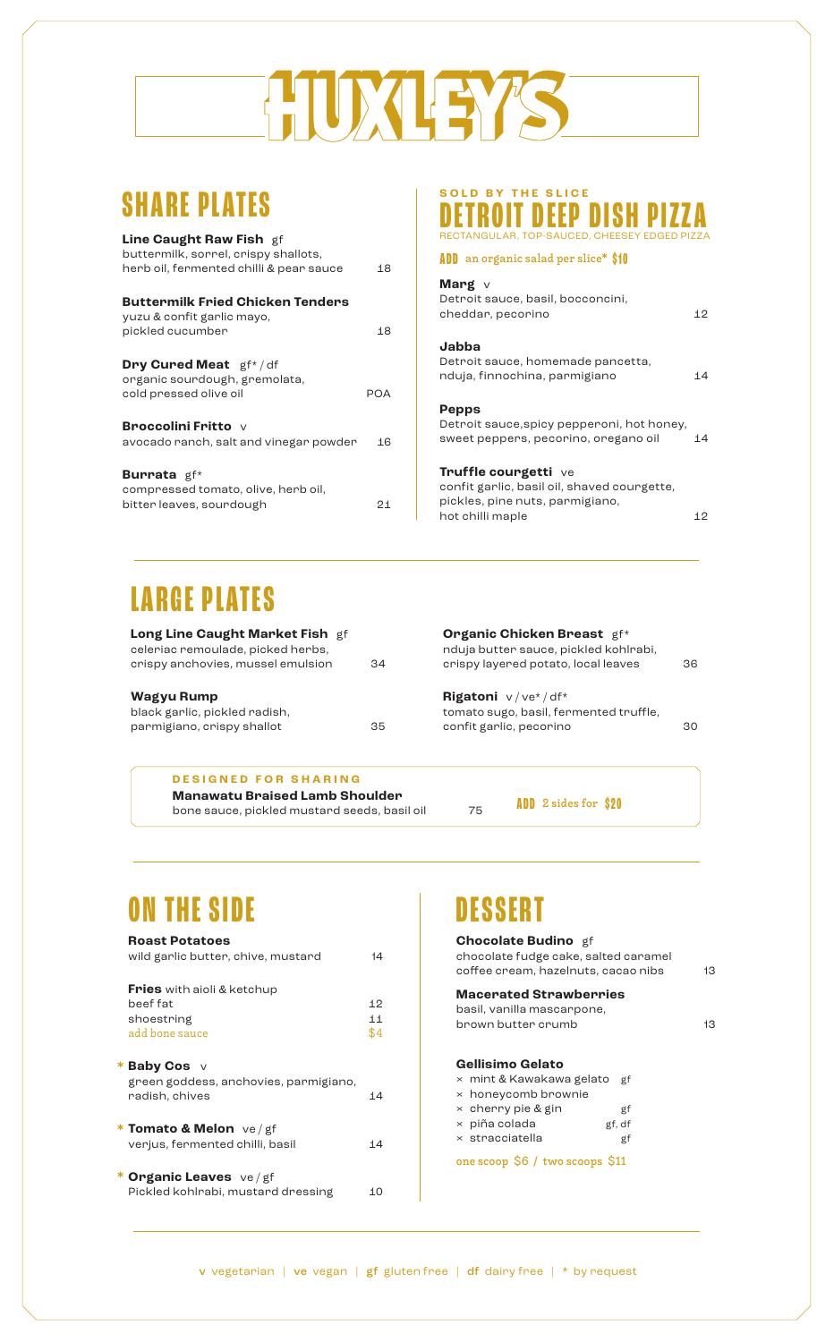# HUXLEY'S

## SHARE PLATES

**Line Caught Raw Fish** gf
buttermilk, sorrel, crispy shallots, herb oil, fermented chilli & pear sauce — 18

**Buttermilk Fried Chicken Tenders**
yuzu & confit garlic mayo, pickled cucumber — 18

**Dry Cured Meat** gf* / df
organic sourdough, gremolata, cold pressed olive oil — POA

**Broccolini Fritto** v
avocado ranch, salt and vinegar powder — 16

**Burrata** gf*
compressed tomato, olive, herb oil, bitter leaves, sourdough — 21

## SOLD BY THE SLICE
## DETROIT DEEP DISH PIZZA

RECTANGULAR, TOP-SAUCED, CHEESEY EDGED PIZZA

**ADD** an organic salad per slice* $10

**Marg** v
Detroit sauce, basil, bocconcini, cheddar, pecorino — 12

**Jabba**
Detroit sauce, homemade pancetta, nduja, finnochina, parmigiano — 14

**Pepps**
Detroit sauce,spicy pepperoni, hot honey, sweet peppers, pecorino, oregano oil — 14

**Truffle courgetti** ve
confit garlic, basil oil, shaved courgette, pickles, pine nuts, parmigiano, hot chilli maple — 12

## LARGE PLATES

**Long Line Caught Market Fish** gf
celeriac remoulade, picked herbs, crispy anchovies, mussel emulsion — 34

**Wagyu Rump**
black garlic, pickled radish, parmigiano, crispy shallot — 35

**Organic Chicken Breast** gf*
nduja butter sauce, pickled kohlrabi, crispy layered potato, local leaves — 36

**Rigatoni** v / ve* / df*
tomato sugo, basil, fermented truffle, confit garlic, pecorino — 30

**DESIGNED FOR SHARING**

**Manawatu Braised Lamb Shoulder**
bone sauce, pickled mustard seeds, basil oil — 75

**ADD** 2 sides for $20

## ON THE SIDE

**Roast Potatoes**
wild garlic butter, chive, mustard — 14

**Fries** with aioli & ketchup
- beef fat — 12
- shoestring — 11
- add bone sauce — $4

* **Baby Cos** v
green goddess, anchovies, parmigiano, radish, chives — 14

* **Tomato & Melon** ve / gf
verjus, fermented chilli, basil — 14

* **Organic Leaves** ve / gf
Pickled kohlrabi, mustard dressing — 10

## DESSERT

**Chocolate Budino** gf
chocolate fudge cake, salted caramel coffee cream, hazelnuts, cacao nibs — 13

**Macerated Strawberries**
basil, vanilla mascarpone, brown butter crumb — 13

**Gellisimo Gelato**
- × mint & Kawakawa gelato — gf
- × honeycomb brownie
- × cherry pie & gin — gf
- × piña colada — gf, df
- × stracciatella — gf

one scoop $6 / two scoops $11

**v** vegetarian | **ve** vegan | **gf** gluten free | **df** dairy free | * by request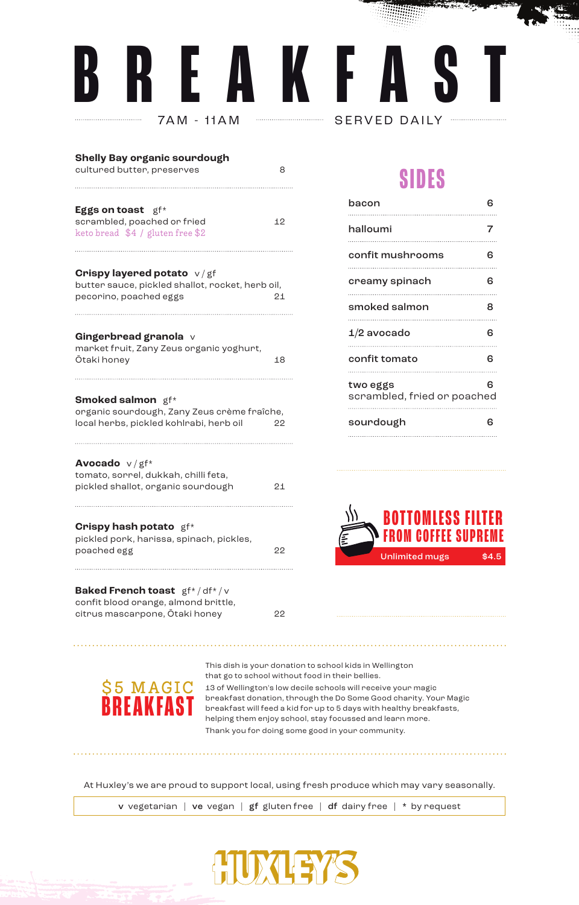# BREAKFAST

7AM - 11AM SERVED DAILY

**Shelly Bay organic sourdough**
cultured butter, preserves — 8

**Eggs on toast** gf*
scrambled, poached or fried — 12
keto bread $4 / gluten free $2

**Crispy layered potato** v / gf
butter sauce, pickled shallot, rocket, herb oil, pecorino, poached eggs — 21

**Gingerbread granola** v
market fruit, Zany Zeus organic yoghurt, Ōtaki honey — 18

**Smoked salmon** gf*
organic sourdough, Zany Zeus crème fraîche, local herbs, pickled kohlrabi, herb oil — 22

**Avocado** v / gf*
tomato, sorrel, dukkah, chilli feta, pickled shallot, organic sourdough — 21

**Crispy hash potato** gf*
pickled pork, harissa, spinach, pickles, poached egg — 22

**Baked French toast** gf* / df* / v
confit blood orange, almond brittle, citrus mascarpone, Ōtaki honey — 22

## SIDES

| | |
|---|---|
| bacon | 6 |
| halloumi | 7 |
| confit mushrooms | 6 |
| creamy spinach | 6 |
| smoked salmon | 8 |
| 1/2 avocado | 6 |
| confit tomato | 6 |
| two eggs<br>scrambled, fried or poached | 6 |
| sourdough | 6 |

## BOTTOMLESS FILTER FROM COFFEE SUPREME

Unlimited mugs — $4.5

## $5 MAGIC BREAKFAST

This dish is your donation to school kids in Wellington that go to school without food in their bellies.
13 of Wellington's low decile schools will receive your magic breakfast donation, through the Do Some Good charity. Your Magic breakfast will feed a kid for up to 5 days with healthy breakfasts, helping them enjoy school, stay focussed and learn more.
Thank you for doing some good in your community.

At Huxley's we are proud to support local, using fresh produce which may vary seasonally.

**v** vegetarian | **ve** vegan | **gf** gluten free | **df** dairy free | * by request

HUXLEY'S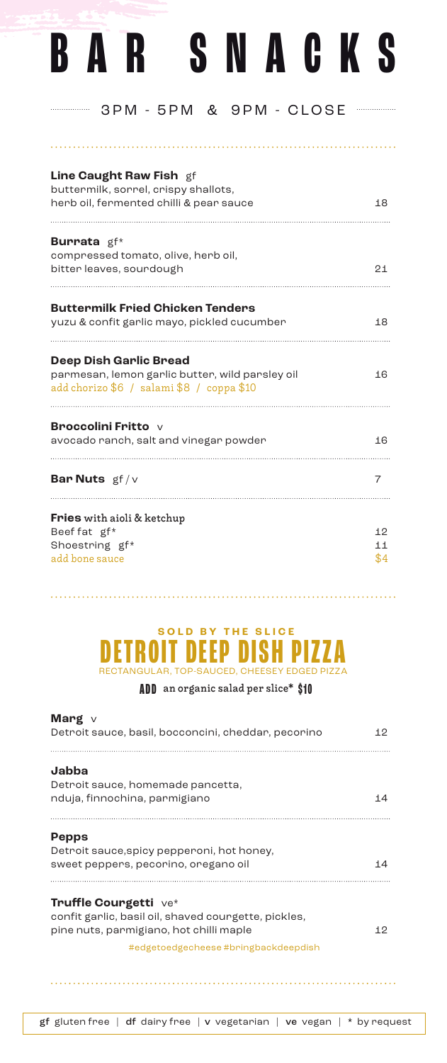# BAR SNACKS

3PM - 5PM & 9PM - CLOSE

**Line Caught Raw Fish** gf
buttermilk, sorrel, crispy shallots,
herb oil, fermented chilli & pear sauce — 18

**Burrata** gf*
compressed tomato, olive, herb oil,
bitter leaves, sourdough — 21

**Buttermilk Fried Chicken Tenders**
yuzu & confit garlic mayo, pickled cucumber — 18

**Deep Dish Garlic Bread**
parmesan, lemon garlic butter, wild parsley oil — 16
add chorizo $6 / salami $8 / coppa $10

**Broccolini Fritto** v
avocado ranch, salt and vinegar powder — 16

**Bar Nuts** gf / v — 7

**Fries** with aioli & ketchup
Beef fat gf* — 12
Shoestring gf* — 11
add bone sauce — $4

## SOLD BY THE SLICE

## DETROIT DEEP DISH PIZZA

RECTANGULAR, TOP-SAUCED, CHEESEY EDGED PIZZA

**ADD** an organic salad per slice* $10

**Marg** v
Detroit sauce, basil, bocconcini, cheddar, pecorino — 12

**Jabba**
Detroit sauce, homemade pancetta,
nduja, finnochina, parmigiano — 14

**Pepps**
Detroit sauce, spicy pepperoni, hot honey,
sweet peppers, pecorino, oregano oil — 14

**Truffle Courgetti** ve*
confit garlic, basil oil, shaved courgette, pickles,
pine nuts, parmigiano, hot chilli maple — 12

#edgetoedgecheese #bringbackdeepdish

**gf** gluten free | **df** dairy free | **v** vegetarian | **ve** vegan | * by request